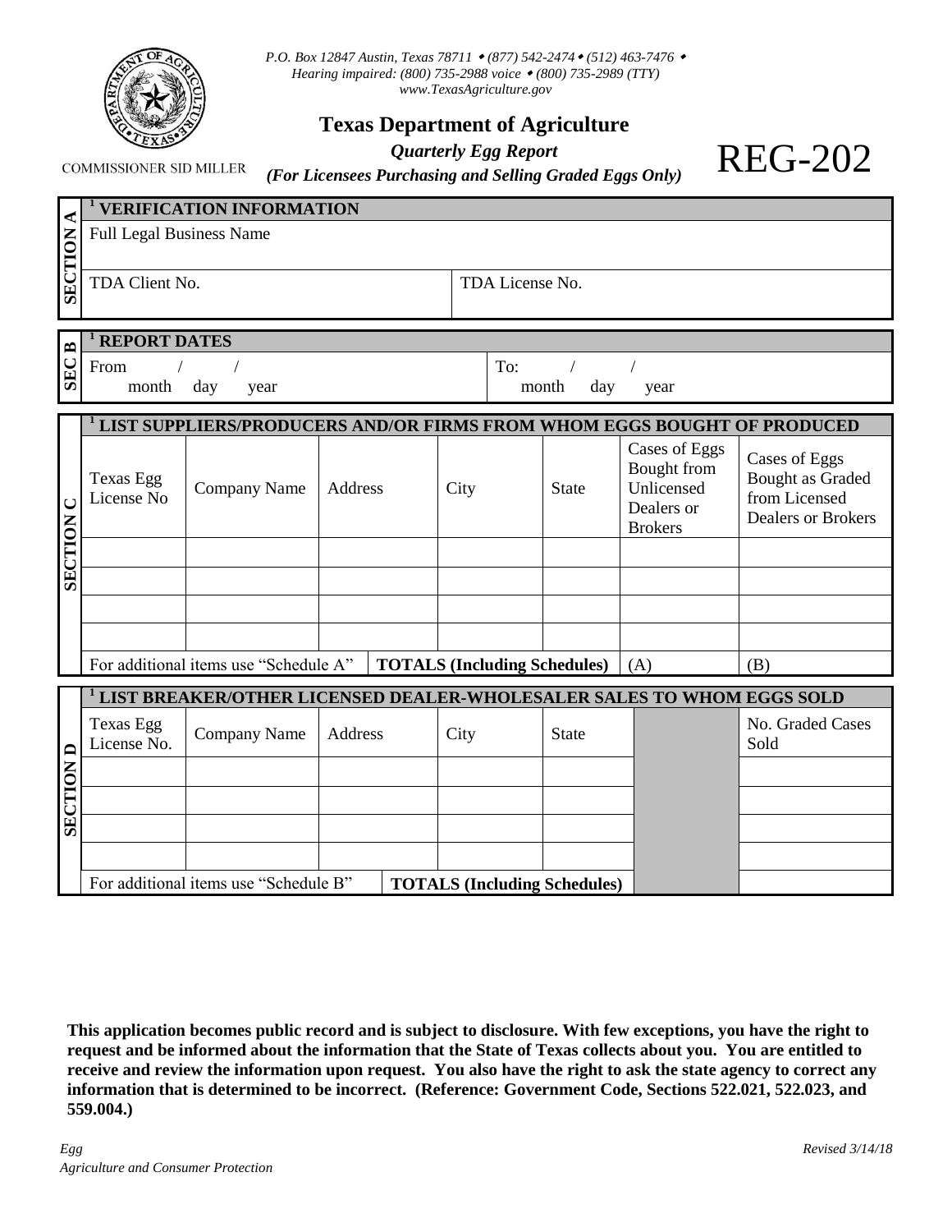*P.O. Box 12847 Austin, Texas 78711 • (877) 542-2474 • (512) 463-7476 •*
*Hearing impaired: (800) 735-2988 voice • (800) 735-2989 (TTY)*
*www.TexasAgriculture.gov*

COMMISSIONER SID MILLER

# Texas Department of Agriculture

***Quarterly Egg Report***
***(For Licensees Purchasing and Selling Graded Eggs Only)***

# REG-202

## SECTION A — [1] VERIFICATION INFORMATION

| Full Legal Business Name | |
|---|---|
| TDA Client No. | TDA License No. |

## SEC B — [1] REPORT DATES

| From / / (month day year) | To: / / (month day year) |
|---|---|

## SECTION C — [1] LIST SUPPLIERS/PRODUCERS AND/OR FIRMS FROM WHOM EGGS BOUGHT OF PRODUCED

| Texas Egg License No | Company Name | Address | City | State | Cases of Eggs Bought from Unlicensed Dealers or Brokers | Cases of Eggs Bought as Graded from Licensed Dealers or Brokers |
|---|---|---|---|---|---|---|
| | | | | | | |
| | | | | | | |
| | | | | | | |
| | | | | | | |
| For additional items use "Schedule A" | | | **TOTALS (Including Schedules)** | | (A) | (B) |

## SECTION D — [1] LIST BREAKER/OTHER LICENSED DEALER-WHOLESALER SALES TO WHOM EGGS SOLD

| Texas Egg License No. | Company Name | Address | City | State | | No. Graded Cases Sold |
|---|---|---|---|---|---|---|
| | | | | | | |
| | | | | | | |
| | | | | | | |
| | | | | | | |
| For additional items use "Schedule B" | | | **TOTALS (Including Schedules)** | | | |

**This application becomes public record and is subject to disclosure. With few exceptions, you have the right to request and be informed about the information that the State of Texas collects about you. You are entitled to receive and review the information upon request. You also have the right to ask the state agency to correct any information that is determined to be incorrect. (Reference: Government Code, Sections 522.021, 522.023, and 559.004.)**

*Egg*
*Agriculture and Consumer Protection*

*Revised 3/14/18*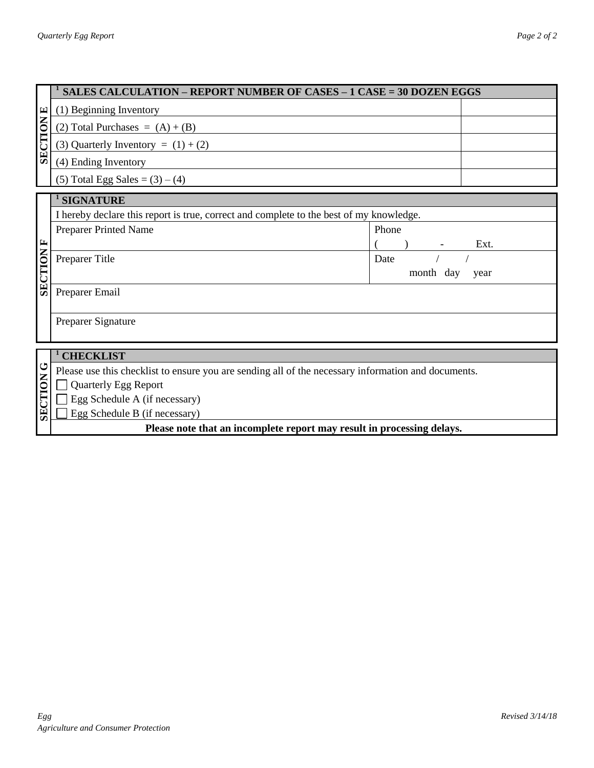## SECTION E

| [1] SALES CALCULATION – REPORT NUMBER OF CASES – 1 CASE = 30 DOZEN EGGS | |
|---|---|
| (1) Beginning Inventory | |
| (2) Total Purchases = (A) + (B) | |
| (3) Quarterly Inventory = (1) + (2) | |
| (4) Ending Inventory | |
| (5) Total Egg Sales = (3) – (4) | |

## SECTION F

| [1] SIGNATURE | |
|---|---|
| I hereby declare this report is true, correct and complete to the best of my knowledge. | |
| Preparer Printed Name | Phone ( ) - Ext. |
| Preparer Title | Date / / month day year |
| Preparer Email | |
| Preparer Signature | |

## SECTION G

**[1] CHECKLIST**

Please use this checklist to ensure you are sending all of the necessary information and documents.

- ☐ Quarterly Egg Report
- ☐ Egg Schedule A (if necessary)
- ☐ Egg Schedule B (if necessary)

**Please note that an incomplete report may result in processing delays.**